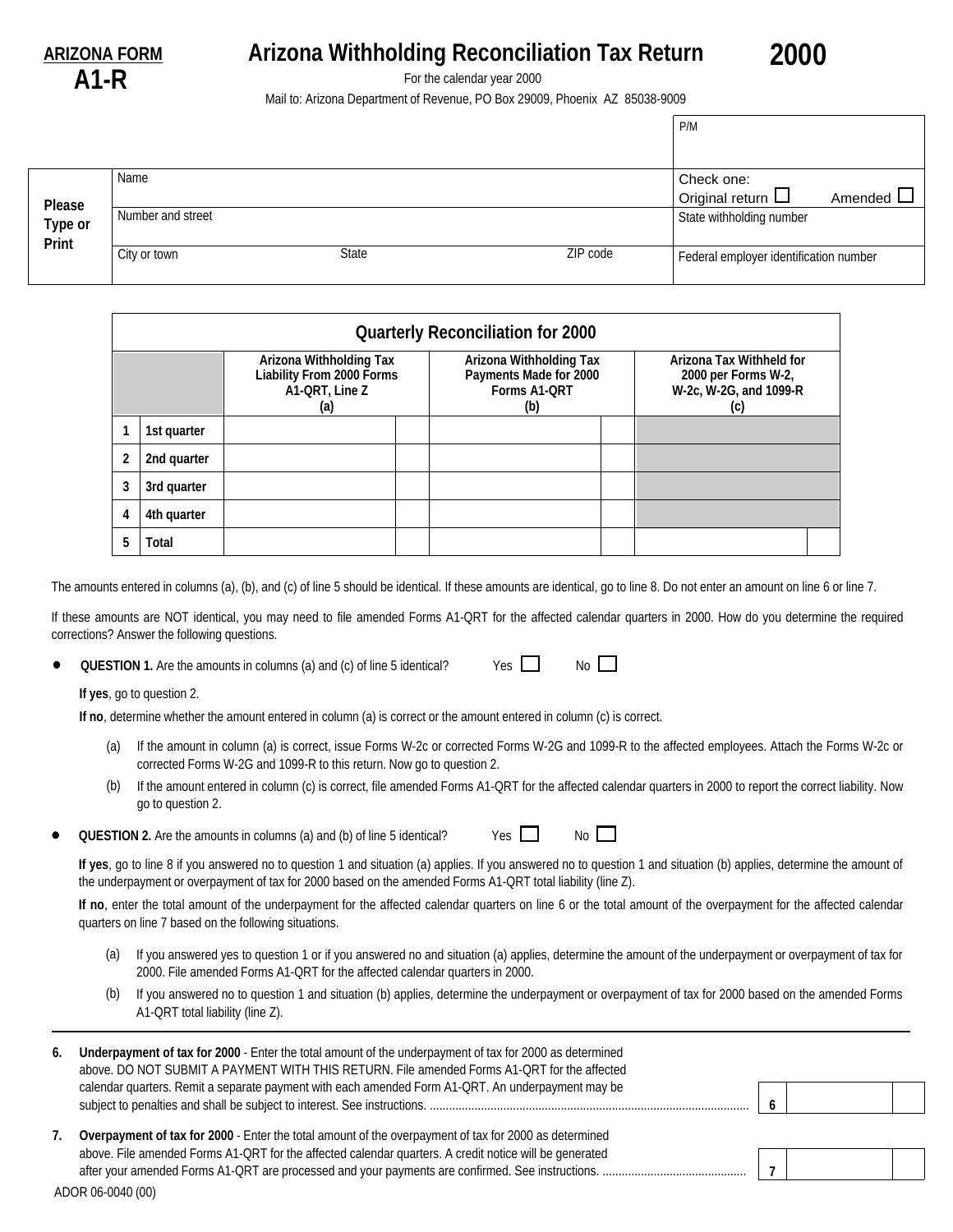**ARIZONA FORM**
**A1-R**

# Arizona Withholding Reconciliation Tax Return

# 2000

For the calendar year 2000

Mail to: Arizona Department of Revenue, PO Box 29009, Phoenix AZ 85038-9009

| | | | | P/M |
|---|---|---|---|---|
| **Please Type or Print** | Name | | | Check one: Original return ☐ Amended ☐ |
| | Number and street | | | State withholding number |
| | City or town | State | ZIP code | Federal employer identification number |

| | Quarterly Reconciliation for 2000 | | | |
|---|---|---|---|---|
| | | **Arizona Withholding Tax Liability From 2000 Forms A1-QRT, Line Z (a)** | **Arizona Withholding Tax Payments Made for 2000 Forms A1-QRT (b)** | **Arizona Tax Withheld for 2000 per Forms W-2, W-2c, W-2G, and 1099-R (c)** |
| 1 | 1st quarter | | | |
| 2 | 2nd quarter | | | |
| 3 | 3rd quarter | | | |
| 4 | 4th quarter | | | |
| 5 | Total | | | |

The amounts entered in columns (a), (b), and (c) of line 5 should be identical. If these amounts are identical, go to line 8. Do not enter an amount on line 6 or line 7.

If these amounts are NOT identical, you may need to file amended Forms A1-QRT for the affected calendar quarters in 2000. How do you determine the required corrections? Answer the following questions.

- **QUESTION 1.** Are the amounts in columns (a) and (c) of line 5 identical? Yes ☐ No ☐

  **If yes**, go to question 2.

  **If no**, determine whether the amount entered in column (a) is correct or the amount entered in column (c) is correct.

  (a) If the amount in column (a) is correct, issue Forms W-2c or corrected Forms W-2G and 1099-R to the affected employees. Attach the Forms W-2c or corrected Forms W-2G and 1099-R to this return. Now go to question 2.

  (b) If the amount entered in column (c) is correct, file amended Forms A1-QRT for the affected calendar quarters in 2000 to report the correct liability. Now go to question 2.

- **QUESTION 2.** Are the amounts in columns (a) and (b) of line 5 identical? Yes ☐ No ☐

  **If yes**, go to line 8 if you answered no to question 1 and situation (a) applies. If you answered no to question 1 and situation (b) applies, determine the amount of the underpayment or overpayment of tax for 2000 based on the amended Forms A1-QRT total liability (line Z).

  **If no**, enter the total amount of the underpayment for the affected calendar quarters on line 6 or the total amount of the overpayment for the affected calendar quarters on line 7 based on the following situations.

  (a) If you answered yes to question 1 or if you answered no and situation (a) applies, determine the amount of the underpayment or overpayment of tax for 2000. File amended Forms A1-QRT for the affected calendar quarters in 2000.

  (b) If you answered no to question 1 and situation (b) applies, determine the underpayment or overpayment of tax for 2000 based on the amended Forms A1-QRT total liability (line Z).

---

**6. Underpayment of tax for 2000** - Enter the total amount of the underpayment of tax for 2000 as determined above. DO NOT SUBMIT A PAYMENT WITH THIS RETURN. File amended Forms A1-QRT for the affected calendar quarters. Remit a separate payment with each amended Form A1-QRT. An underpayment may be subject to penalties and shall be subject to interest. See instructions. .......... **6** ______

**7. Overpayment of tax for 2000** - Enter the total amount of the overpayment of tax for 2000 as determined above. File amended Forms A1-QRT for the affected calendar quarters. A credit notice will be generated after your amended Forms A1-QRT are processed and your payments are confirmed. See instructions. .......... **7** ______

ADOR 06-0040 (00)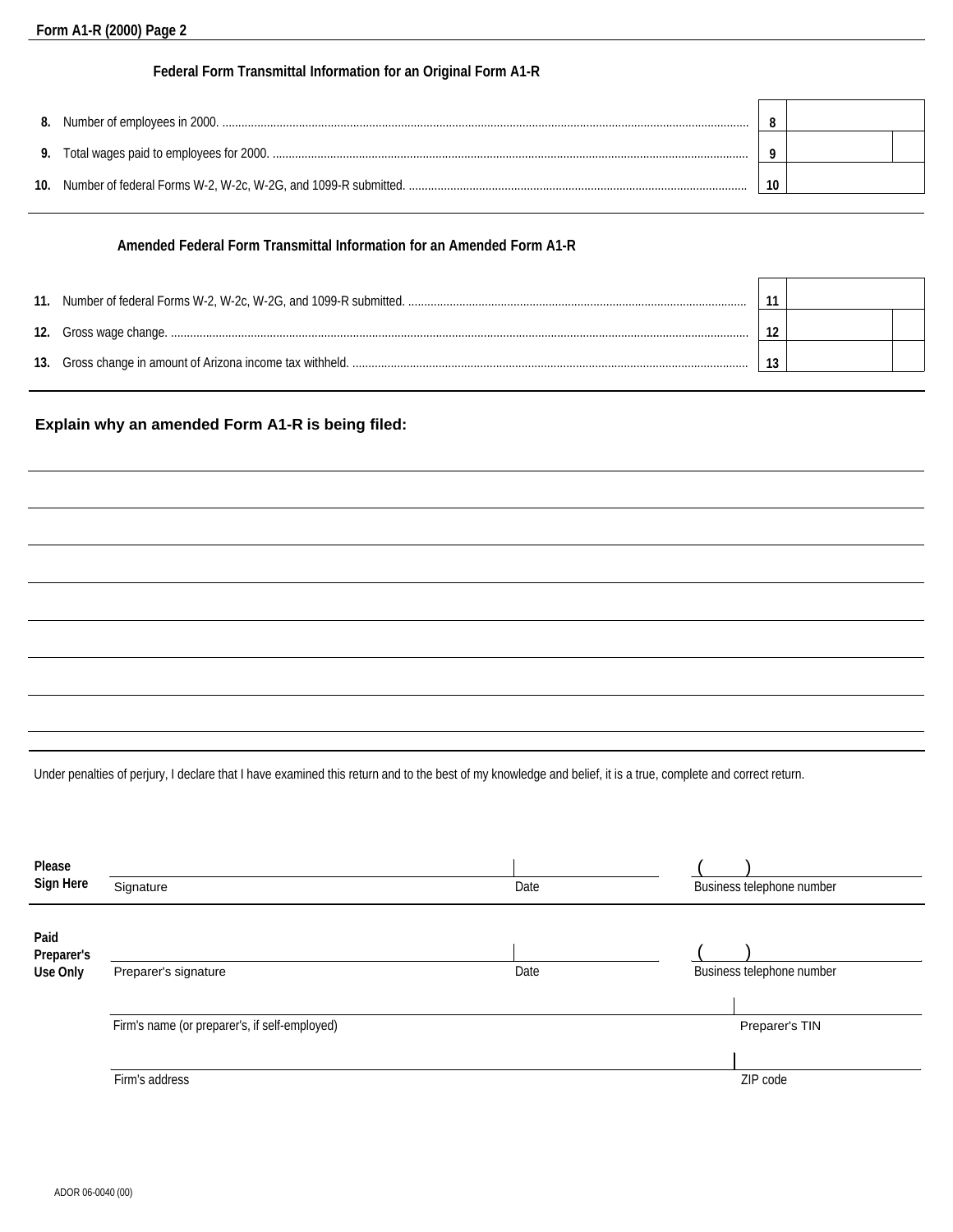**Form A1-R (2000) Page 2**

### Federal Form Transmittal Information for an Original Form A1-R

| | | | |
|---|---|---|---|
| **8.** Number of employees in 2000. | **8** | | |
| **9.** Total wages paid to employees for 2000. | **9** | | |
| **10.** Number of federal Forms W-2, W-2c, W-2G, and 1099-R submitted. | **10** | | |

### Amended Federal Form Transmittal Information for an Amended Form A1-R

| | | | |
|---|---|---|---|
| **11.** Number of federal Forms W-2, W-2c, W-2G, and 1099-R submitted. | **11** | | |
| **12.** Gross wage change. | **12** | | |
| **13.** Gross change in amount of Arizona income tax withheld. | **13** | | |

### Explain why an amended Form A1-R is being filed:

Under penalties of perjury, I declare that I have examined this return and to the best of my knowledge and belief, it is a true, complete and correct return.

**Please Sign Here**

Signature | Date | ( ) Business telephone number

**Paid Preparer's Use Only**

Preparer's signature | Date | ( ) Business telephone number

Firm's name (or preparer's, if self-employed) | Preparer's TIN

Firm's address | ZIP code

ADOR 06-0040 (00)